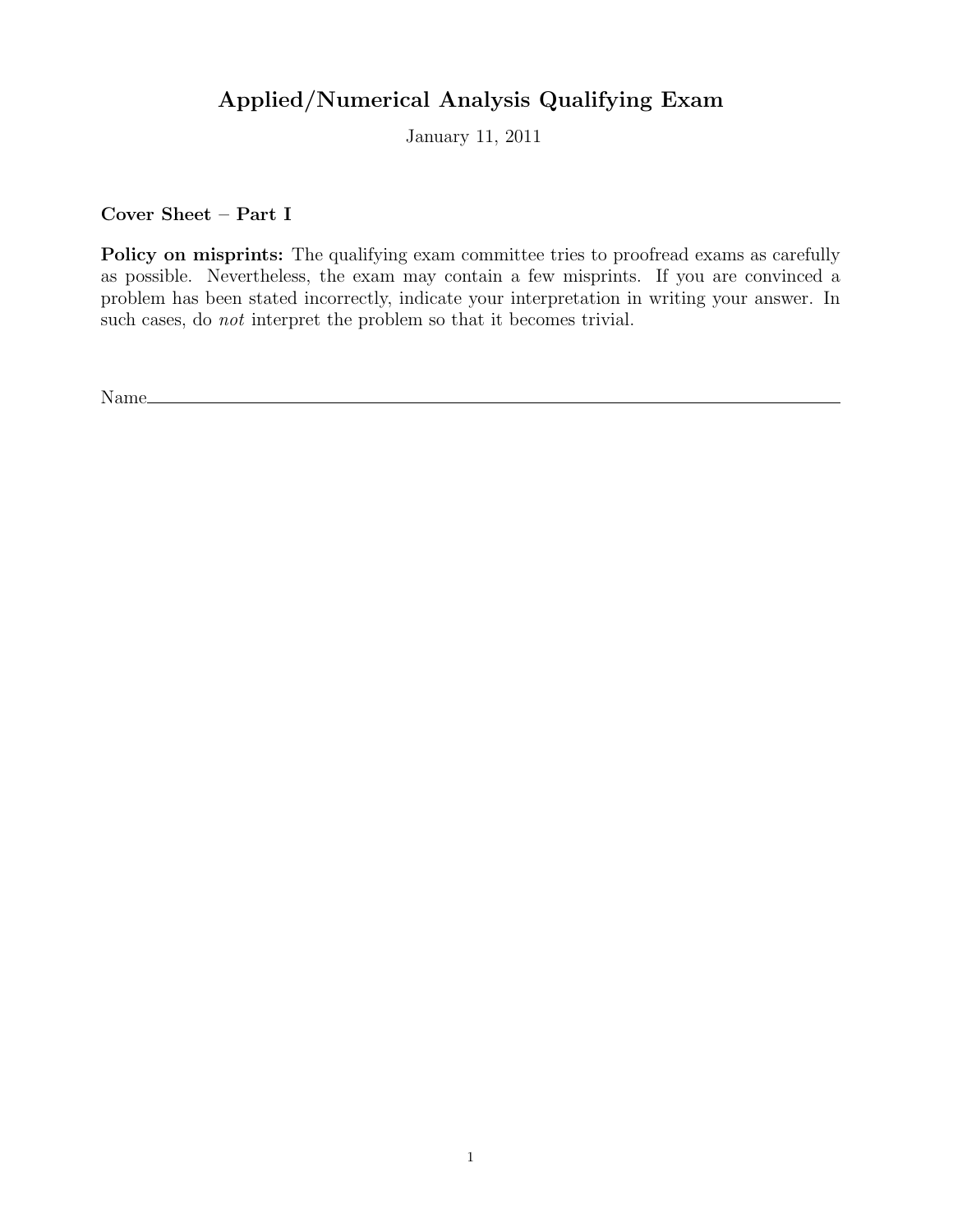# Applied/Numerical Analysis Qualifying Exam

January 11, 2011

**Cover Sheet – Part I**

**Policy on misprints:** The qualifying exam committee tries to proofread exams as carefully as possible. Nevertheless, the exam may contain a few misprints. If you are convinced a problem has been stated incorrectly, indicate your interpretation in writing your answer. In such cases, do *not* interpret the problem so that it becomes trivial.

Name\_\_\_\_\_\_\_\_\_\_\_\_\_\_\_\_\_\_\_\_\_\_\_\_\_\_\_\_\_\_\_\_\_\_\_\_\_\_\_\_\_\_\_\_\_\_\_\_\_\_\_\_\_\_\_\_\_\_\_\_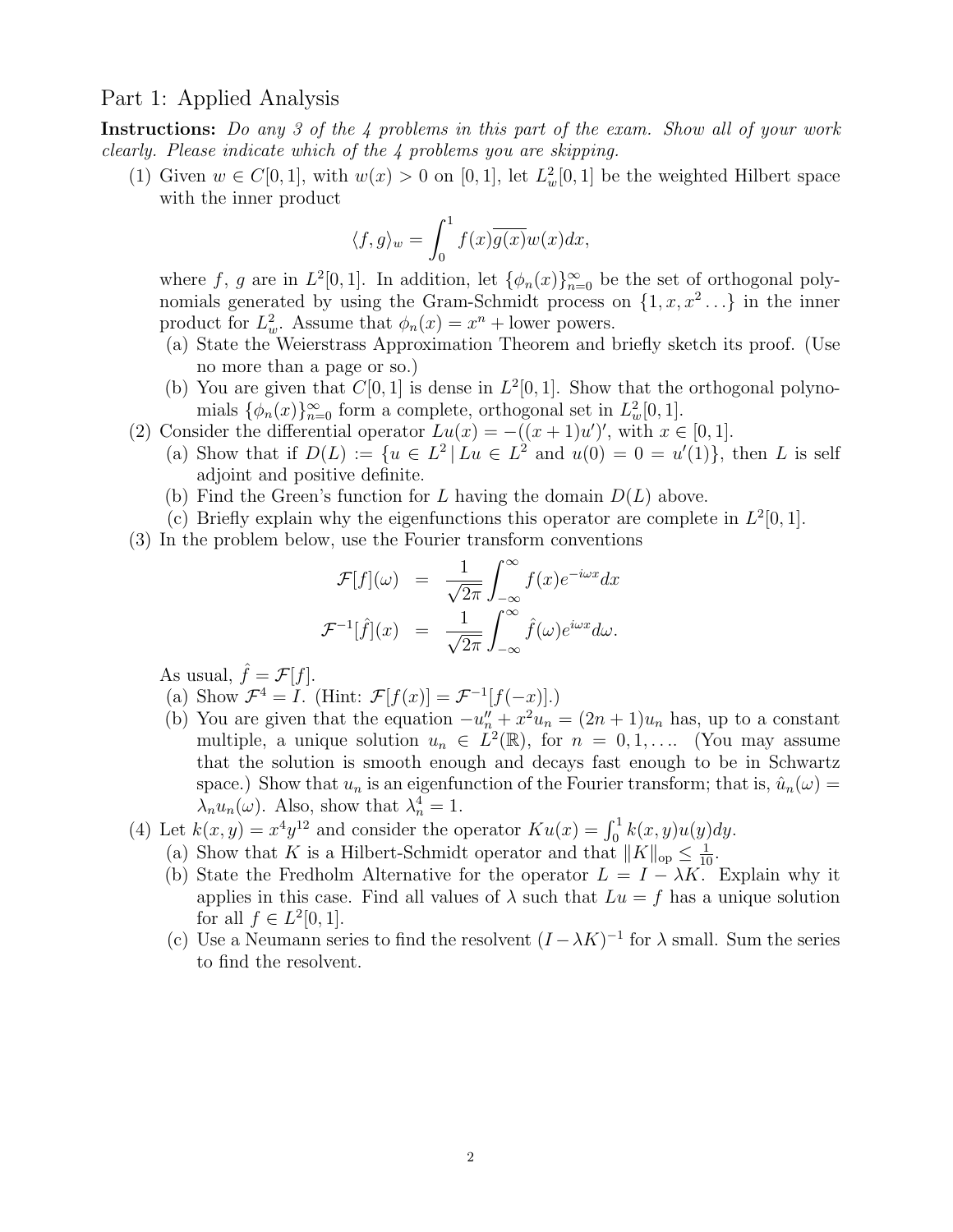# Part 1: Applied Analysis

**Instructions:** *Do any 3 of the 4 problems in this part of the exam. Show all of your work clearly. Please indicate which of the 4 problems you are skipping.*

(1) Given $w \in C[0,1]$, with $w(x) > 0$ on $[0,1]$, let $L^2_w[0,1]$ be the weighted Hilbert space with the inner product

$$\langle f, g\rangle_w = \int_0^1 f(x)\overline{g(x)}w(x)dx,$$

where $f$, $g$ are in $L^2[0,1]$. In addition, let $\{\phi_n(x)\}_{n=0}^\infty$ be the set of orthogonal polynomials generated by using the Gram-Schmidt process on $\{1, x, x^2 \ldots\}$ in the inner product for $L^2_w$. Assume that $\phi_n(x) = x^n +$ lower powers.

  (a) State the Weierstrass Approximation Theorem and briefly sketch its proof. (Use no more than a page or so.)

  (b) You are given that $C[0,1]$ is dense in $L^2[0,1]$. Show that the orthogonal polynomials $\{\phi_n(x)\}_{n=0}^\infty$ form a complete, orthogonal set in $L^2_w[0,1]$.

(2) Consider the differential operator $Lu(x) = -((x+1)u')'$, with $x \in [0,1]$.

  (a) Show that if $D(L) := \{u \in L^2 \,|\, Lu \in L^2 \text{ and } u(0) = 0 = u'(1)\}$, then $L$ is self adjoint and positive definite.

  (b) Find the Green's function for $L$ having the domain $D(L)$ above.

  (c) Briefly explain why the eigenfunctions this operator are complete in $L^2[0,1]$.

(3) In the problem below, use the Fourier transform conventions

$$\mathcal{F}[f](\omega) = \frac{1}{\sqrt{2\pi}}\int_{-\infty}^{\infty} f(x)e^{-i\omega x}dx$$

$$\mathcal{F}^{-1}[\hat{f}](x) = \frac{1}{\sqrt{2\pi}}\int_{-\infty}^{\infty} \hat{f}(\omega)e^{i\omega x}d\omega.$$

As usual, $\hat{f} = \mathcal{F}[f]$.

  (a) Show $\mathcal{F}^4 = I$. (Hint: $\mathcal{F}[f(x)] = \mathcal{F}^{-1}[f(-x)]$.)

  (b) You are given that the equation $-u_n'' + x^2 u_n = (2n+1)u_n$ has, up to a constant multiple, a unique solution $u_n \in L^2(\mathbb{R})$, for $n = 0, 1, \ldots$. (You may assume that the solution is smooth enough and decays fast enough to be in Schwartz space.) Show that $u_n$ is an eigenfunction of the Fourier transform; that is, $\hat{u}_n(\omega) = \lambda_n u_n(\omega)$. Also, show that $\lambda_n^4 = 1$.

(4) Let $k(x,y) = x^4 y^{12}$ and consider the operator $Ku(x) = \int_0^1 k(x,y)u(y)dy$.

  (a) Show that $K$ is a Hilbert-Schmidt operator and that $\|K\|_{\text{op}} \leq \frac{1}{10}$.

  (b) State the Fredholm Alternative for the operator $L = I - \lambda K$. Explain why it applies in this case. Find all values of $\lambda$ such that $Lu = f$ has a unique solution for all $f \in L^2[0,1]$.

  (c) Use a Neumann series to find the resolvent $(I - \lambda K)^{-1}$ for $\lambda$ small. Sum the series to find the resolvent.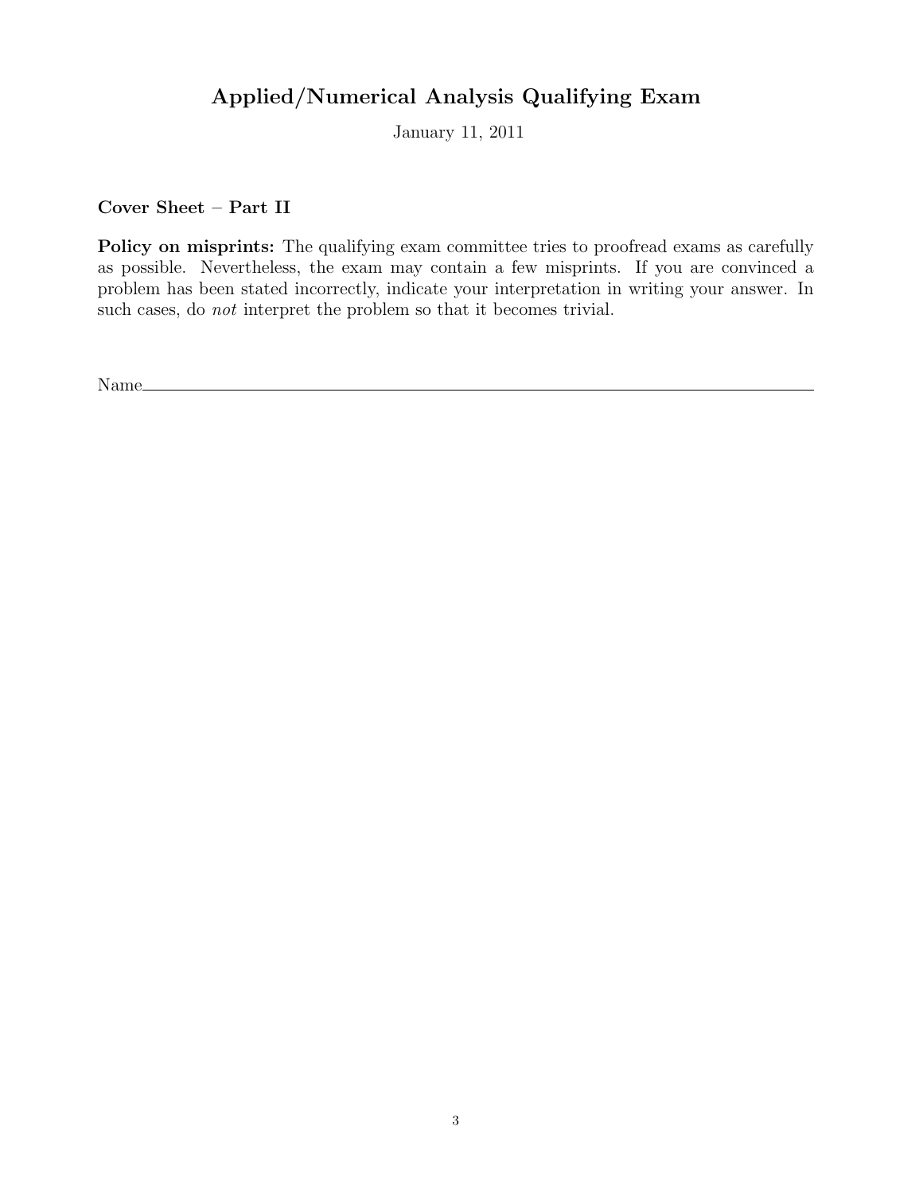# Applied/Numerical Analysis Qualifying Exam

January 11, 2011

**Cover Sheet – Part II**

**Policy on misprints:** The qualifying exam committee tries to proofread exams as carefully as possible. Nevertheless, the exam may contain a few misprints. If you are convinced a problem has been stated incorrectly, indicate your interpretation in writing your answer. In such cases, do *not* interpret the problem so that it becomes trivial.

Name________________________________________________________________________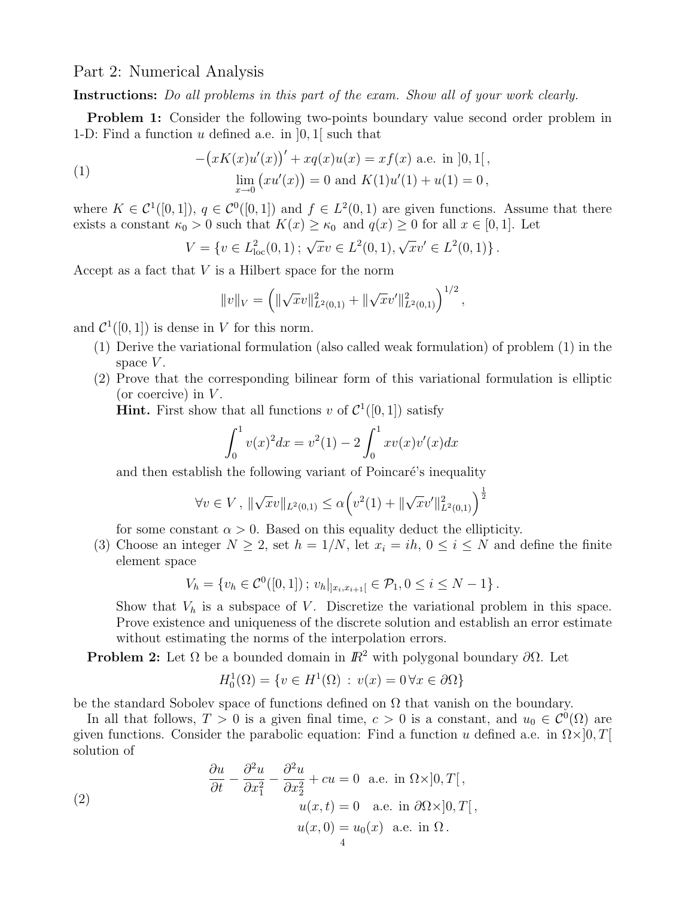Part 2: Numerical Analysis

**Instructions:** *Do all problems in this part of the exam. Show all of your work clearly.*

**Problem 1:** Consider the following two-points boundary value second order problem in 1-D: Find a function $u$ defined a.e. in $]0,1[$ such that

$$
\begin{aligned}
-\big(xK(x)u'(x)\big)' + xq(x)u(x) &= xf(x) \text{ a.e. in } ]0,1[\,,\\
\lim_{x\to 0}\big(xu'(x)\big) = 0 &\text{ and } K(1)u'(1) + u(1) = 0\,,
\end{aligned}
\tag{1}
$$

where $K \in \mathcal{C}^1([0,1])$, $q \in \mathcal{C}^0([0,1])$ and $f \in L^2(0,1)$ are given functions. Assume that there exists a constant $\kappa_0 > 0$ such that $K(x) \geq \kappa_0$ and $q(x) \geq 0$ for all $x \in [0,1]$. Let

$$
V = \{v \in L^2_{\text{loc}}(0,1)\,;\, \sqrt{x}v \in L^2(0,1), \sqrt{x}v' \in L^2(0,1)\}\,.
$$

Accept as a fact that $V$ is a Hilbert space for the norm

$$
\|v\|_V = \Big(\|\sqrt{x}v\|^2_{L^2(0,1)} + \|\sqrt{x}v'\|^2_{L^2(0,1)}\Big)^{1/2}\,,
$$

and $\mathcal{C}^1([0,1])$ is dense in $V$ for this norm.

(1) Derive the variational formulation (also called weak formulation) of problem (1) in the space $V$.

(2) Prove that the corresponding bilinear form of this variational formulation is elliptic (or coercive) in $V$.

**Hint.** First show that all functions $v$ of $\mathcal{C}^1([0,1])$ satisfy

$$
\int_0^1 v(x)^2 dx = v^2(1) - 2\int_0^1 xv(x)v'(x)dx
$$

and then establish the following variant of Poincaré's inequality

$$
\forall v \in V\,,\ \|\sqrt{x}v\|_{L^2(0,1)} \leq \alpha\Big(v^2(1) + \|\sqrt{x}v'\|^2_{L^2(0,1)}\Big)^{\frac{1}{2}}
$$

for some constant $\alpha > 0$. Based on this equality deduct the ellipticity.

(3) Choose an integer $N \geq 2$, set $h = 1/N$, let $x_i = ih$, $0 \leq i \leq N$ and define the finite element space

$$
V_h = \{v_h \in \mathcal{C}^0([0,1])\,;\, v_h|_{]x_i,x_{i+1}[} \in \mathcal{P}_1, 0 \leq i \leq N-1\}\,.
$$

Show that $V_h$ is a subspace of $V$. Discretize the variational problem in this space. Prove existence and uniqueness of the discrete solution and establish an error estimate without estimating the norms of the interpolation errors.

**Problem 2:** Let $\Omega$ be a bounded domain in $\mathbb{R}^2$ with polygonal boundary $\partial\Omega$. Let

$$
H^1_0(\Omega) = \{v \in H^1(\Omega) \,:\, v(x) = 0\, \forall x \in \partial\Omega\}
$$

be the standard Sobolev space of functions defined on $\Omega$ that vanish on the boundary.

In all that follows, $T > 0$ is a given final time, $c > 0$ is a constant, and $u_0 \in \mathcal{C}^0(\Omega)$ are given functions. Consider the parabolic equation: Find a function $u$ defined a.e. in $\Omega\times]0,T[$ solution of

$$
\begin{aligned}
\frac{\partial u}{\partial t} - \frac{\partial^2 u}{\partial x_1^2} - \frac{\partial^2 u}{\partial x_2^2} + cu = 0 \ \text{ a.e. in } \Omega\times]0,T[\,,\\
u(x,t) = 0 \quad \text{a.e. in } \partial\Omega\times]0,T[\,,\\
u(x,0) = u_0(x) \ \text{ a.e. in } \Omega\,.
\end{aligned}
\tag{2}
$$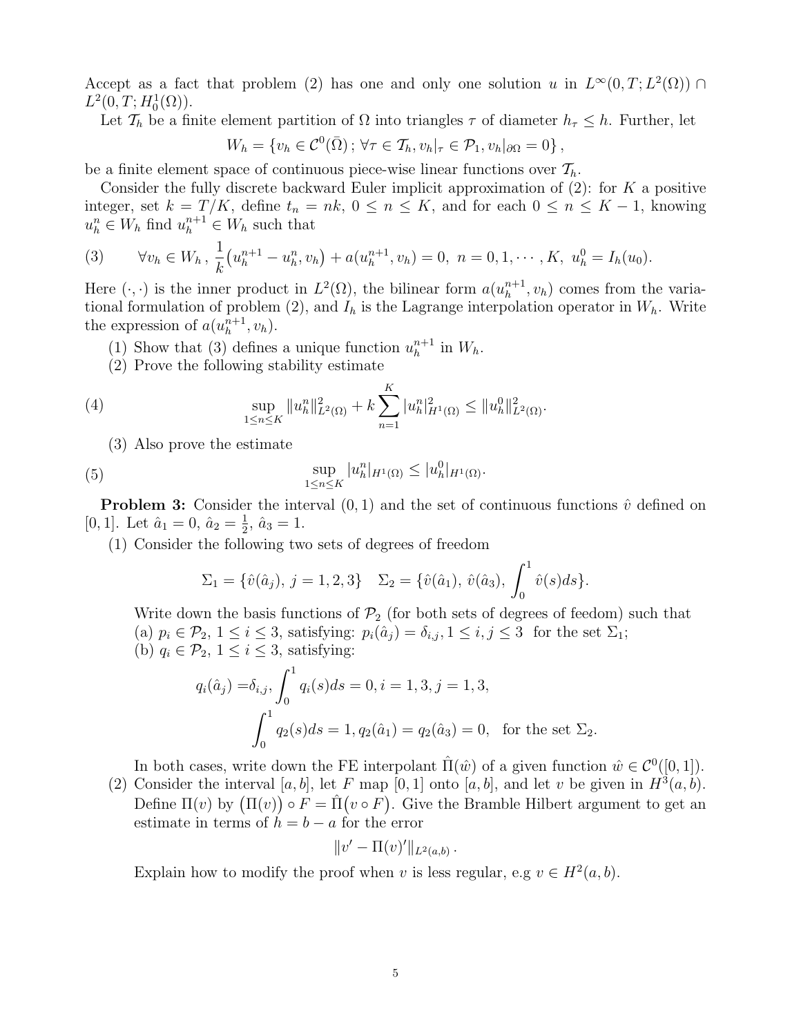Accept as a fact that problem (2) has one and only one solution $u$ in $L^\infty(0,T;L^2(\Omega)) \cap L^2(0,T;H_0^1(\Omega))$.

Let $\mathcal{T}_h$ be a finite element partition of $\Omega$ into triangles $\tau$ of diameter $h_\tau \leq h$. Further, let

$$W_h = \{v_h \in \mathcal{C}^0(\bar{\Omega})\,;\, \forall \tau \in \mathcal{T}_h, v_h|_\tau \in \mathcal{P}_1, v_h|_{\partial\Omega} = 0\},$$

be a finite element space of continuous piece-wise linear functions over $\mathcal{T}_h$.

Consider the fully discrete backward Euler implicit approximation of (2): for $K$ a positive integer, set $k = T/K$, define $t_n = nk$, $0 \leq n \leq K$, and for each $0 \leq n \leq K-1$, knowing $u_h^n \in W_h$ find $u_h^{n+1} \in W_h$ such that

$$\forall v_h \in W_h\,,\ \frac{1}{k}\big(u_h^{n+1} - u_h^n, v_h\big) + a(u_h^{n+1}, v_h) = 0,\ n = 0, 1, \cdots, K,\ u_h^0 = I_h(u_0). \tag{3}$$

Here $(\cdot,\cdot)$ is the inner product in $L^2(\Omega)$, the bilinear form $a(u_h^{n+1}, v_h)$ comes from the variational formulation of problem (2), and $I_h$ is the Lagrange interpolation operator in $W_h$. Write the expression of $a(u_h^{n+1}, v_h)$.

(1) Show that (3) defines a unique function $u_h^{n+1}$ in $W_h$.

(2) Prove the following stability estimate

$$\sup_{1\leq n\leq K} \|u_h^n\|^2_{L^2(\Omega)} + k\sum_{n=1}^{K} |u_h^n|^2_{H^1(\Omega)} \leq \|u_h^0\|^2_{L^2(\Omega)}. \tag{4}$$

(3) Also prove the estimate

$$\sup_{1\leq n\leq K} |u_h^n|_{H^1(\Omega)} \leq |u_h^0|_{H^1(\Omega)}. \tag{5}$$

**Problem 3:** Consider the interval $(0,1)$ and the set of continuous functions $\hat{v}$ defined on $[0,1]$. Let $\hat{a}_1 = 0$, $\hat{a}_2 = \frac{1}{2}$, $\hat{a}_3 = 1$.

(1) Consider the following two sets of degrees of freedom

$$\Sigma_1 = \{\hat{v}(\hat{a}_j),\ j = 1,2,3\} \quad \Sigma_2 = \{\hat{v}(\hat{a}_1),\ \hat{v}(\hat{a}_3),\ \int_0^1 \hat{v}(s)ds\}.$$

Write down the basis functions of $\mathcal{P}_2$ (for both sets of degrees of feedom) such that
(a) $p_i \in \mathcal{P}_2$, $1 \leq i \leq 3$, satisfying: $p_i(\hat{a}_j) = \delta_{i,j}, 1 \leq i,j \leq 3$ for the set $\Sigma_1$;
(b) $q_i \in \mathcal{P}_2$, $1 \leq i \leq 3$, satisfying:

$$q_i(\hat{a}_j) = \delta_{i,j},\ \int_0^1 q_i(s)ds = 0, i = 1,3, j = 1,3,$$

$$\int_0^1 q_2(s)ds = 1, q_2(\hat{a}_1) = q_2(\hat{a}_3) = 0, \quad \text{for the set } \Sigma_2.$$

In both cases, write down the FE interpolant $\hat{\Pi}(\hat{w})$ of a given function $\hat{w} \in \mathcal{C}^0([0,1])$.

(2) Consider the interval $[a,b]$, let $F$ map $[0,1]$ onto $[a,b]$, and let $v$ be given in $H^3(a,b)$. Define $\Pi(v)$ by $\big(\Pi(v)\big) \circ F = \hat{\Pi}\big(v \circ F\big)$. Give the Bramble Hilbert argument to get an estimate in terms of $h = b - a$ for the error

$$\|v' - \Pi(v)'\|_{L^2(a,b)}\,.$$

Explain how to modify the proof when $v$ is less regular, e.g $v \in H^2(a,b)$.